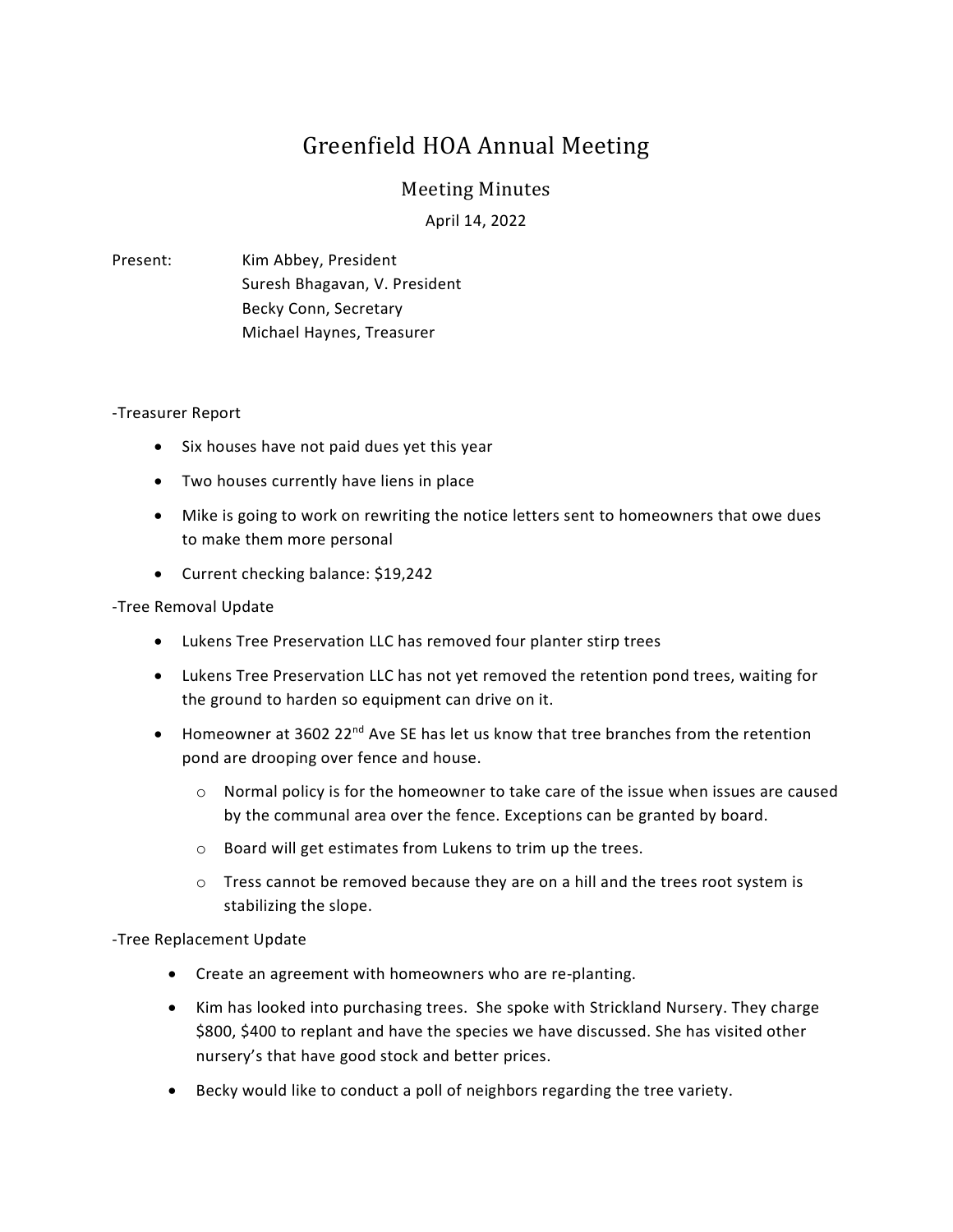# Greenfield HOA Annual Meeting

## Meeting Minutes

April 14, 2022

Present: Kim Abbey, President
Suresh Bhagavan, V. President
Becky Conn, Secretary
Michael Haynes, Treasurer

-Treasurer Report

- Six houses have not paid dues yet this year
- Two houses currently have liens in place
- Mike is going to work on rewriting the notice letters sent to homeowners that owe dues to make them more personal
- Current checking balance: $19,242

-Tree Removal Update

- Lukens Tree Preservation LLC has removed four planter stirp trees
- Lukens Tree Preservation LLC has not yet removed the retention pond trees, waiting for the ground to harden so equipment can drive on it.
- Homeowner at 3602 22nd Ave SE has let us know that tree branches from the retention pond are drooping over fence and house.
  - Normal policy is for the homeowner to take care of the issue when issues are caused by the communal area over the fence. Exceptions can be granted by board.
  - Board will get estimates from Lukens to trim up the trees.
  - Tress cannot be removed because they are on a hill and the trees root system is stabilizing the slope.

-Tree Replacement Update

- Create an agreement with homeowners who are re-planting.
- Kim has looked into purchasing trees. She spoke with Strickland Nursery. They charge $800, $400 to replant and have the species we have discussed. She has visited other nursery's that have good stock and better prices.
- Becky would like to conduct a poll of neighbors regarding the tree variety.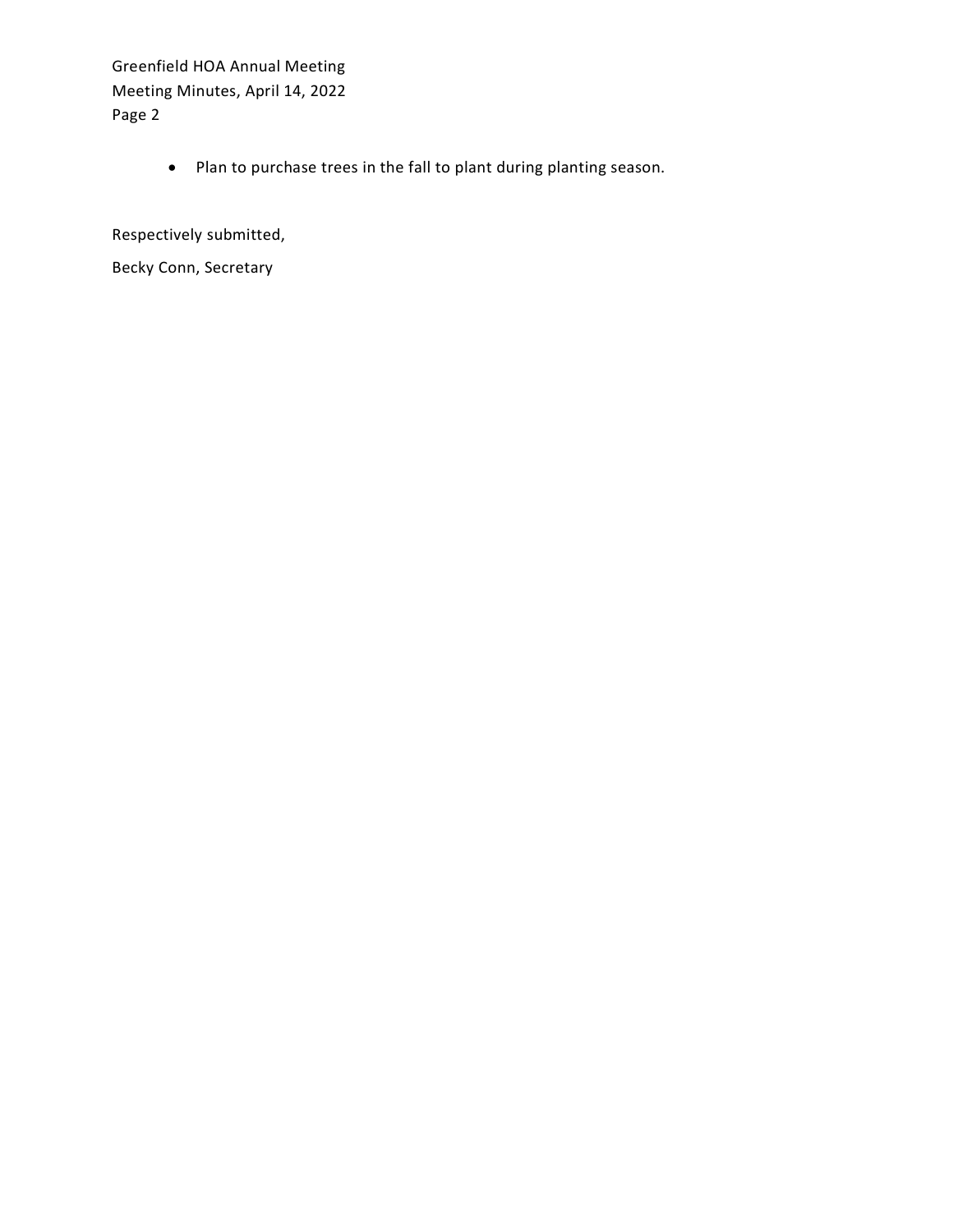- Plan to purchase trees in the fall to plant during planting season.

Respectively submitted,

Becky Conn, Secretary